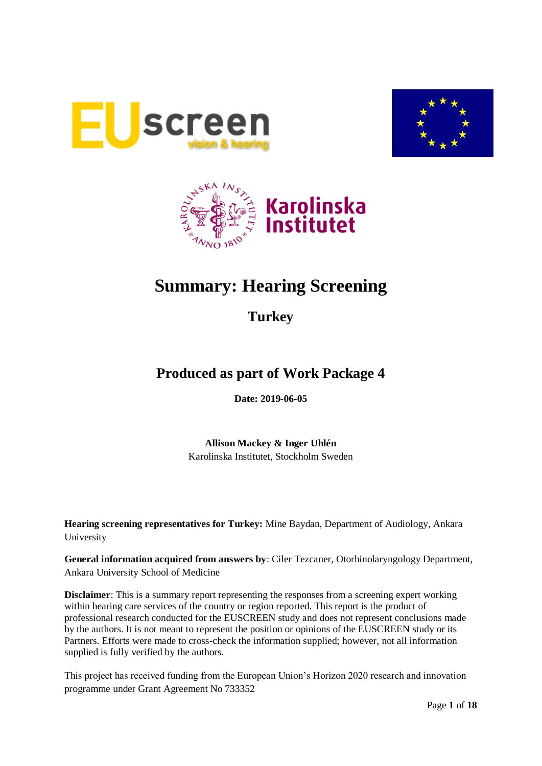# Summary: Hearing Screening

## Turkey

## Produced as part of Work Package 4

**Date: 2019-06-05**

**Allison Mackey & Inger Uhlén**
Karolinska Institutet, Stockholm Sweden

**Hearing screening representatives for Turkey:** Mine Baydan, Department of Audiology, Ankara University

**General information acquired from answers by**: Ciler Tezcaner, Otorhinolaryngology Department, Ankara University School of Medicine

**Disclaimer**: This is a summary report representing the responses from a screening expert working within hearing care services of the country or region reported. This report is the product of professional research conducted for the EUSCREEN study and does not represent conclusions made by the authors. It is not meant to represent the position or opinions of the EUSCREEN study or its Partners. Efforts were made to cross-check the information supplied; however, not all information supplied is fully verified by the authors.

This project has received funding from the European Union's Horizon 2020 research and innovation programme under Grant Agreement No 733352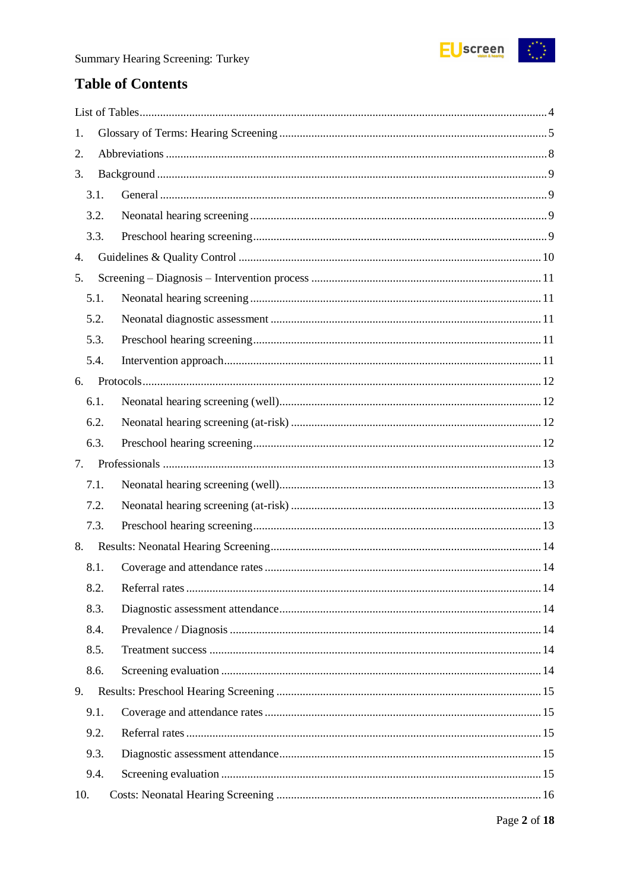# Table of Contents

List of Tables ..... 4

1. Glossary of Terms: Hearing Screening ..... 5
2. Abbreviations ..... 8
3. Background ..... 9
   - 3.1. General ..... 9
   - 3.2. Neonatal hearing screening ..... 9
   - 3.3. Preschool hearing screening ..... 9
4. Guidelines & Quality Control ..... 10
5. Screening – Diagnosis – Intervention process ..... 11
   - 5.1. Neonatal hearing screening ..... 11
   - 5.2. Neonatal diagnostic assessment ..... 11
   - 5.3. Preschool hearing screening ..... 11
   - 5.4. Intervention approach ..... 11
6. Protocols ..... 12
   - 6.1. Neonatal hearing screening (well) ..... 12
   - 6.2. Neonatal hearing screening (at-risk) ..... 12
   - 6.3. Preschool hearing screening ..... 12
7. Professionals ..... 13
   - 7.1. Neonatal hearing screening (well) ..... 13
   - 7.2. Neonatal hearing screening (at-risk) ..... 13
   - 7.3. Preschool hearing screening ..... 13
8. Results: Neonatal Hearing Screening ..... 14
   - 8.1. Coverage and attendance rates ..... 14
   - 8.2. Referral rates ..... 14
   - 8.3. Diagnostic assessment attendance ..... 14
   - 8.4. Prevalence / Diagnosis ..... 14
   - 8.5. Treatment success ..... 14
   - 8.6. Screening evaluation ..... 14
9. Results: Preschool Hearing Screening ..... 15
   - 9.1. Coverage and attendance rates ..... 15
   - 9.2. Referral rates ..... 15
   - 9.3. Diagnostic assessment attendance ..... 15
   - 9.4. Screening evaluation ..... 15
10. Costs: Neonatal Hearing Screening ..... 16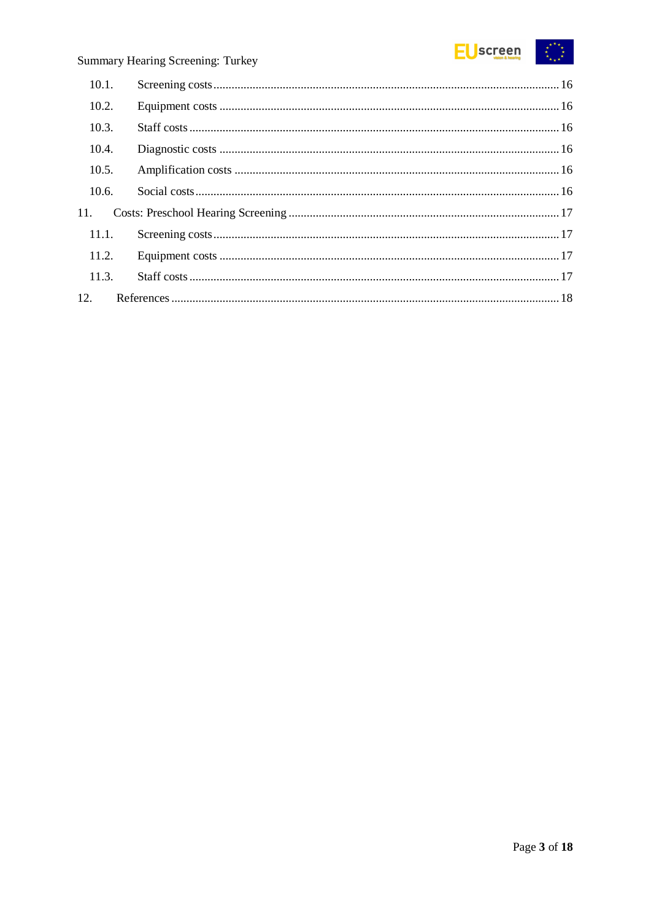10.1. Screening costs ........................................................................................................ 16

10.2. Equipment costs ...................................................................................................... 16

10.3. Staff costs ................................................................................................................ 16

10.4. Diagnostic costs ...................................................................................................... 16

10.5. Amplification costs ................................................................................................. 16

10.6. Social costs ............................................................................................................... 16

11. Costs: Preschool Hearing Screening ................................................................................ 17

11.1. Screening costs ........................................................................................................ 17

11.2. Equipment costs ...................................................................................................... 17

11.3. Staff costs ................................................................................................................ 17

12. References ........................................................................................................................ 18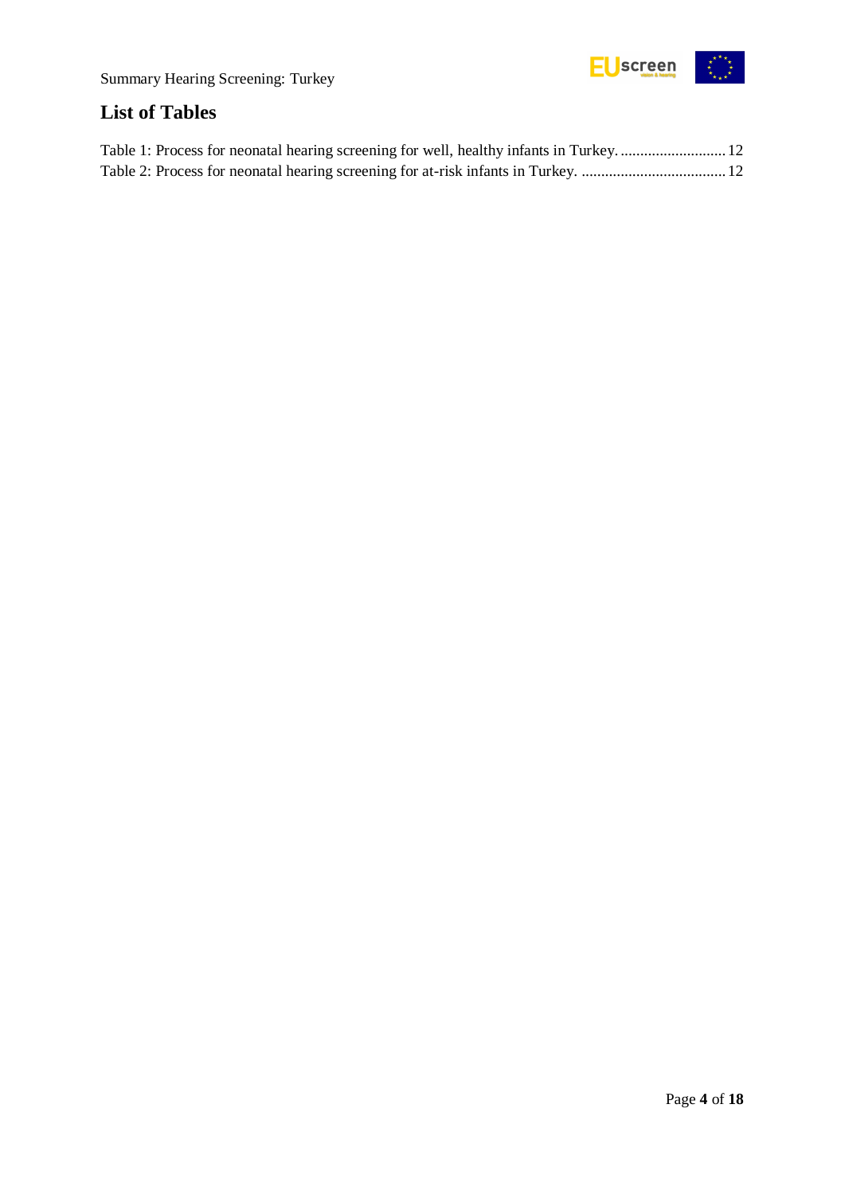## List of Tables

Table 1: Process for neonatal hearing screening for well, healthy infants in Turkey. ........................... 12
Table 2: Process for neonatal hearing screening for at-risk infants in Turkey. ..................................... 12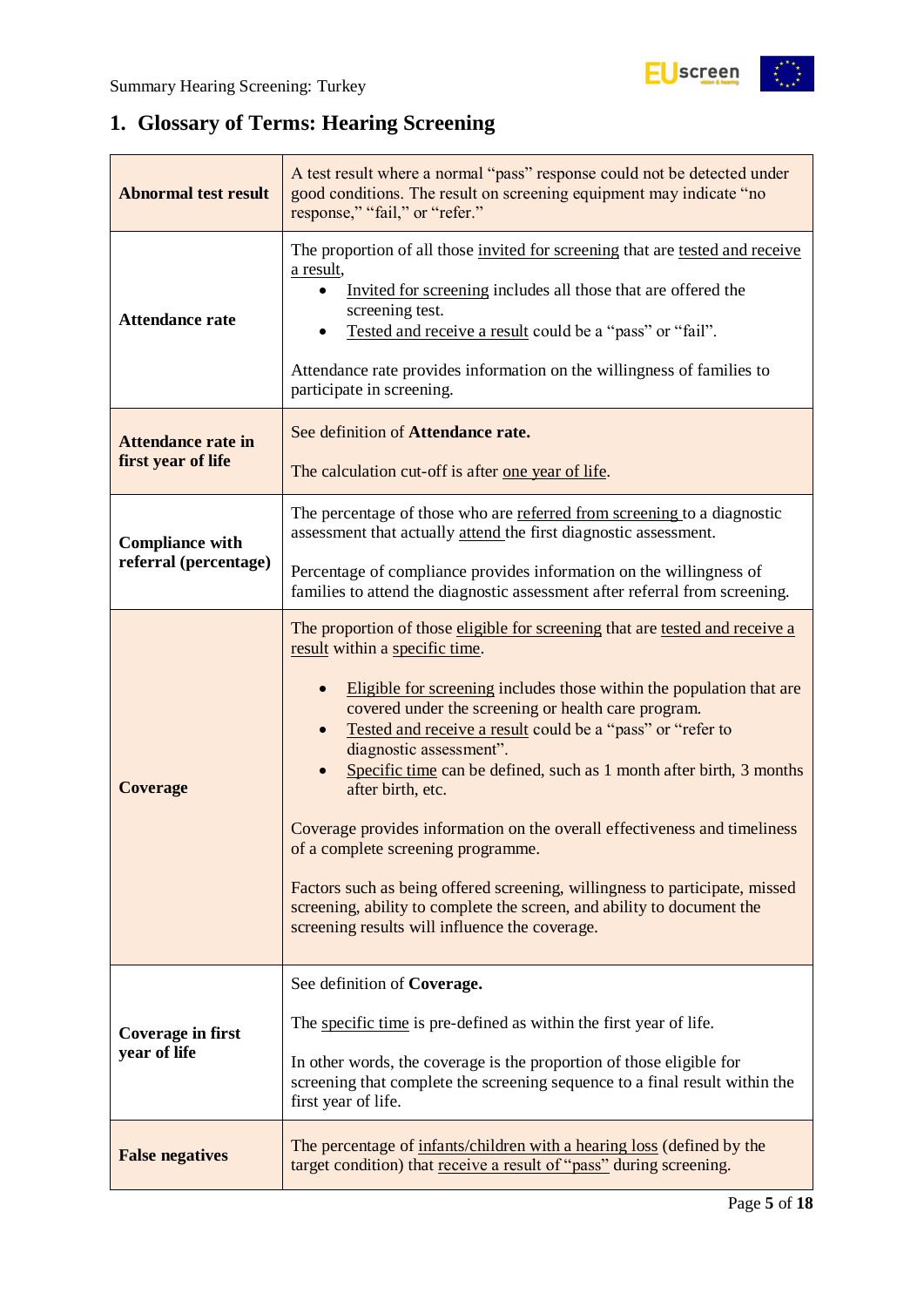## 1. Glossary of Terms: Hearing Screening

| | |
|---|---|
| **Abnormal test result** | A test result where a normal "pass" response could not be detected under good conditions. The result on screening equipment may indicate "no response," "fail," or "refer." |
| **Attendance rate** | The proportion of all those invited for screening that are tested and receive a result,<br>• Invited for screening includes all those that are offered the screening test.<br>• Tested and receive a result could be a "pass" or "fail".<br><br>Attendance rate provides information on the willingness of families to participate in screening. |
| **Attendance rate in first year of life** | See definition of **Attendance rate.**<br><br>The calculation cut-off is after one year of life. |
| **Compliance with referral (percentage)** | The percentage of those who are referred from screening to a diagnostic assessment that actually attend the first diagnostic assessment.<br><br>Percentage of compliance provides information on the willingness of families to attend the diagnostic assessment after referral from screening. |
| **Coverage** | The proportion of those eligible for screening that are tested and receive a result within a specific time.<br><br>• Eligible for screening includes those within the population that are covered under the screening or health care program.<br>• Tested and receive a result could be a "pass" or "refer to diagnostic assessment".<br>• Specific time can be defined, such as 1 month after birth, 3 months after birth, etc.<br><br>Coverage provides information on the overall effectiveness and timeliness of a complete screening programme.<br><br>Factors such as being offered screening, willingness to participate, missed screening, ability to complete the screen, and ability to document the screening results will influence the coverage. |
| **Coverage in first year of life** | See definition of **Coverage.**<br><br>The specific time is pre-defined as within the first year of life.<br><br>In other words, the coverage is the proportion of those eligible for screening that complete the screening sequence to a final result within the first year of life. |
| **False negatives** | The percentage of infants/children with a hearing loss (defined by the target condition) that receive a result of "pass" during screening. |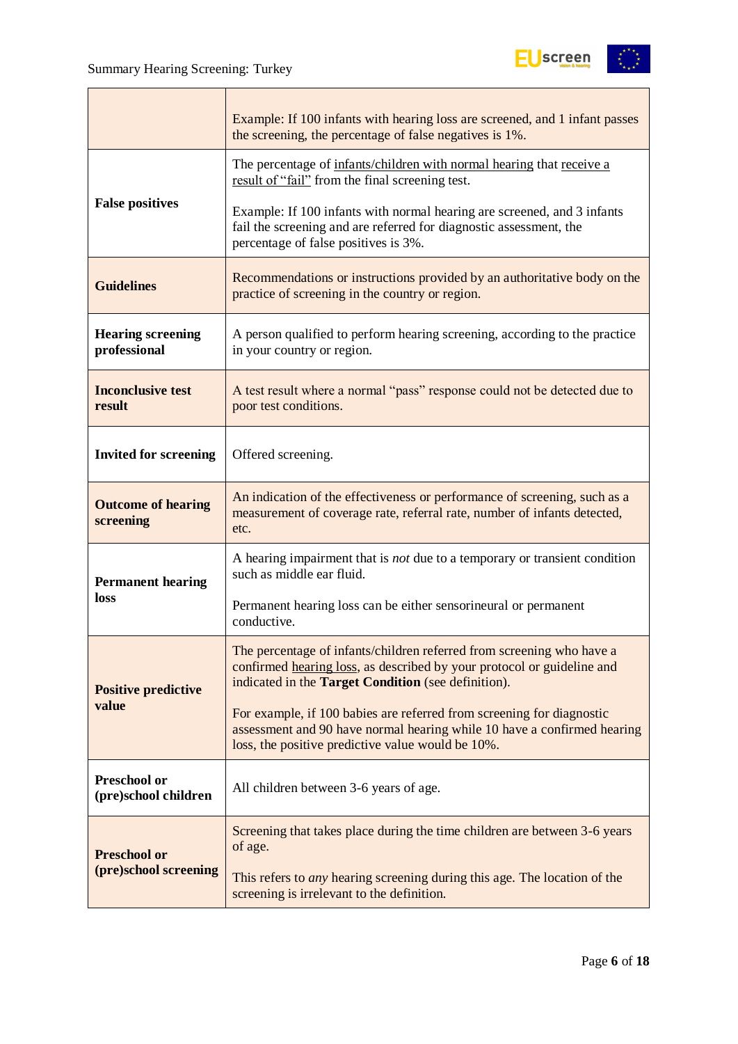| | |
|---|---|
| | Example: If 100 infants with hearing loss are screened, and 1 infant passes the screening, the percentage of false negatives is 1%. |
| **False positives** | The percentage of infants/children with normal hearing that receive a result of "fail" from the final screening test.<br><br>Example: If 100 infants with normal hearing are screened, and 3 infants fail the screening and are referred for diagnostic assessment, the percentage of false positives is 3%. |
| **Guidelines** | Recommendations or instructions provided by an authoritative body on the practice of screening in the country or region. |
| **Hearing screening professional** | A person qualified to perform hearing screening, according to the practice in your country or region. |
| **Inconclusive test result** | A test result where a normal "pass" response could not be detected due to poor test conditions. |
| **Invited for screening** | Offered screening. |
| **Outcome of hearing screening** | An indication of the effectiveness or performance of screening, such as a measurement of coverage rate, referral rate, number of infants detected, etc. |
| **Permanent hearing loss** | A hearing impairment that is *not* due to a temporary or transient condition such as middle ear fluid.<br><br>Permanent hearing loss can be either sensorineural or permanent conductive. |
| **Positive predictive value** | The percentage of infants/children referred from screening who have a confirmed hearing loss, as described by your protocol or guideline and indicated in the **Target Condition** (see definition).<br><br>For example, if 100 babies are referred from screening for diagnostic assessment and 90 have normal hearing while 10 have a confirmed hearing loss, the positive predictive value would be 10%. |
| **Preschool or (pre)school children** | All children between 3-6 years of age. |
| **Preschool or (pre)school screening** | Screening that takes place during the time children are between 3-6 years of age.<br><br>This refers to *any* hearing screening during this age. The location of the screening is irrelevant to the definition. |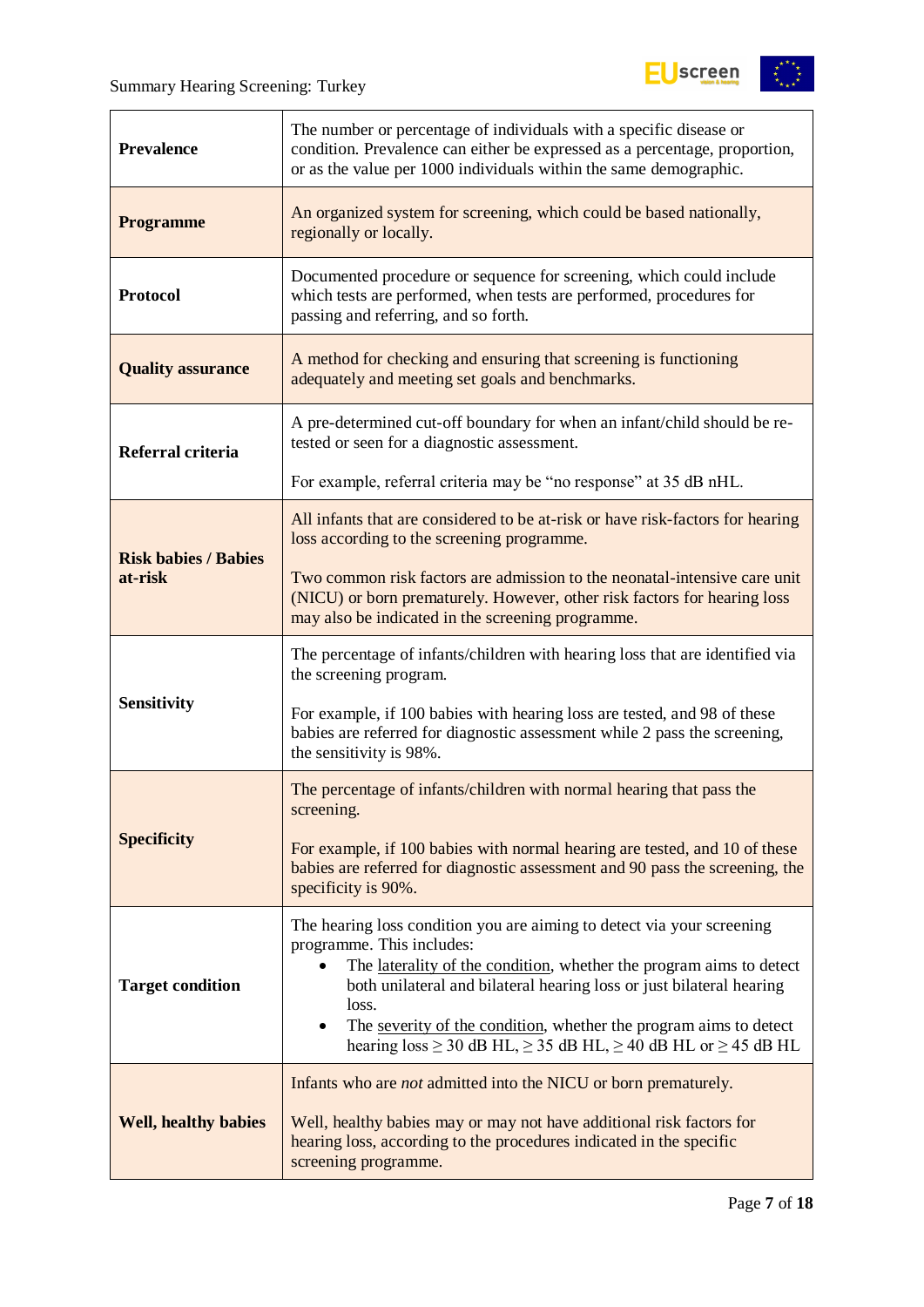| | |
|---|---|
| **Prevalence** | The number or percentage of individuals with a specific disease or condition. Prevalence can either be expressed as a percentage, proportion, or as the value per 1000 individuals within the same demographic. |
| **Programme** | An organized system for screening, which could be based nationally, regionally or locally. |
| **Protocol** | Documented procedure or sequence for screening, which could include which tests are performed, when tests are performed, procedures for passing and referring, and so forth. |
| **Quality assurance** | A method for checking and ensuring that screening is functioning adequately and meeting set goals and benchmarks. |
| **Referral criteria** | A pre-determined cut-off boundary for when an infant/child should be re-tested or seen for a diagnostic assessment.<br><br>For example, referral criteria may be “no response” at 35 dB nHL. |
| **Risk babies / Babies at-risk** | All infants that are considered to be at-risk or have risk-factors for hearing loss according to the screening programme.<br><br>Two common risk factors are admission to the neonatal-intensive care unit (NICU) or born prematurely. However, other risk factors for hearing loss may also be indicated in the screening programme. |
| **Sensitivity** | The percentage of infants/children with hearing loss that are identified via the screening program.<br><br>For example, if 100 babies with hearing loss are tested, and 98 of these babies are referred for diagnostic assessment while 2 pass the screening, the sensitivity is 98%. |
| **Specificity** | The percentage of infants/children with normal hearing that pass the screening.<br><br>For example, if 100 babies with normal hearing are tested, and 10 of these babies are referred for diagnostic assessment and 90 pass the screening, the specificity is 90%. |
| **Target condition** | The hearing loss condition you are aiming to detect via your screening programme. This includes:<br>• The laterality of the condition, whether the program aims to detect both unilateral and bilateral hearing loss or just bilateral hearing loss.<br>• The severity of the condition, whether the program aims to detect hearing loss ≥ 30 dB HL, ≥ 35 dB HL, ≥ 40 dB HL or ≥ 45 dB HL |
| **Well, healthy babies** | Infants who are *not* admitted into the NICU or born prematurely.<br><br>Well, healthy babies may or may not have additional risk factors for hearing loss, according to the procedures indicated in the specific screening programme. |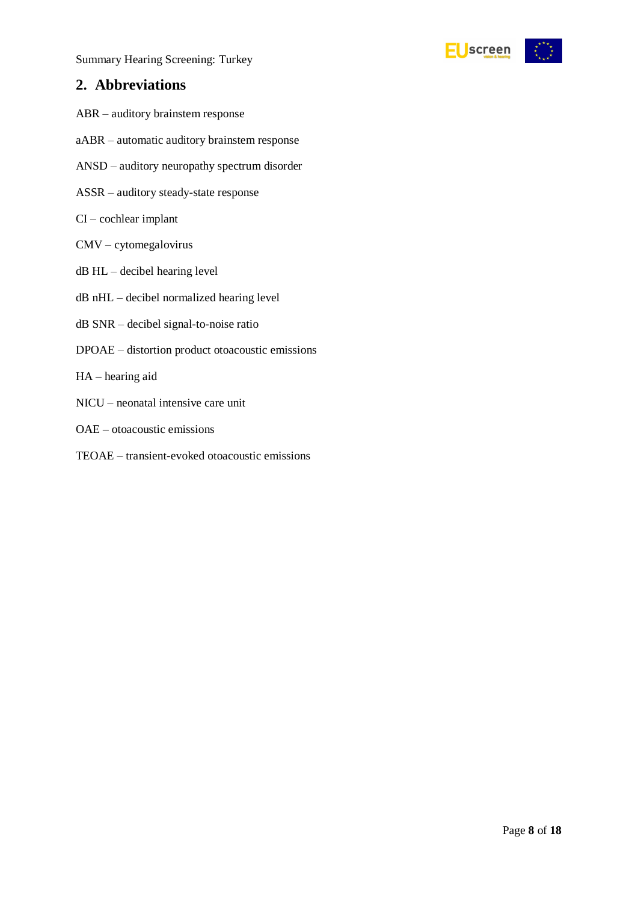## 2. Abbreviations

ABR – auditory brainstem response

aABR – automatic auditory brainstem response

ANSD – auditory neuropathy spectrum disorder

ASSR – auditory steady-state response

CI – cochlear implant

CMV – cytomegalovirus

dB HL – decibel hearing level

dB nHL – decibel normalized hearing level

dB SNR – decibel signal-to-noise ratio

DPOAE – distortion product otoacoustic emissions

HA – hearing aid

NICU – neonatal intensive care unit

OAE – otoacoustic emissions

TEOAE – transient-evoked otoacoustic emissions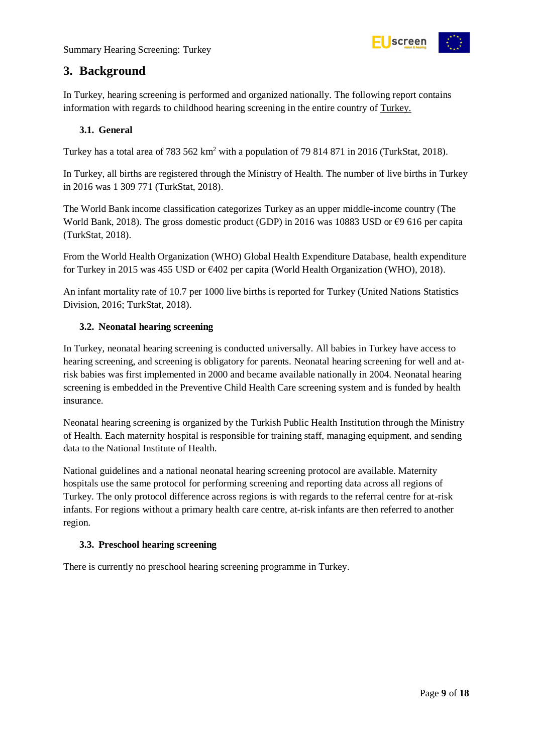## 3. Background

In Turkey, hearing screening is performed and organized nationally. The following report contains information with regards to childhood hearing screening in the entire country of Turkey.

### 3.1. General

Turkey has a total area of 783 562 km$^2$ with a population of 79 814 871 in 2016 (TurkStat, 2018).

In Turkey, all births are registered through the Ministry of Health. The number of live births in Turkey in 2016 was 1 309 771 (TurkStat, 2018).

The World Bank income classification categorizes Turkey as an upper middle-income country (The World Bank, 2018). The gross domestic product (GDP) in 2016 was 10883 USD or €9 616 per capita (TurkStat, 2018).

From the World Health Organization (WHO) Global Health Expenditure Database, health expenditure for Turkey in 2015 was 455 USD or €402 per capita (World Health Organization (WHO), 2018).

An infant mortality rate of 10.7 per 1000 live births is reported for Turkey (United Nations Statistics Division, 2016; TurkStat, 2018).

### 3.2. Neonatal hearing screening

In Turkey, neonatal hearing screening is conducted universally. All babies in Turkey have access to hearing screening, and screening is obligatory for parents. Neonatal hearing screening for well and at-risk babies was first implemented in 2000 and became available nationally in 2004. Neonatal hearing screening is embedded in the Preventive Child Health Care screening system and is funded by health insurance.

Neonatal hearing screening is organized by the Turkish Public Health Institution through the Ministry of Health. Each maternity hospital is responsible for training staff, managing equipment, and sending data to the National Institute of Health.

National guidelines and a national neonatal hearing screening protocol are available. Maternity hospitals use the same protocol for performing screening and reporting data across all regions of Turkey. The only protocol difference across regions is with regards to the referral centre for at-risk infants. For regions without a primary health care centre, at-risk infants are then referred to another region.

### 3.3. Preschool hearing screening

There is currently no preschool hearing screening programme in Turkey.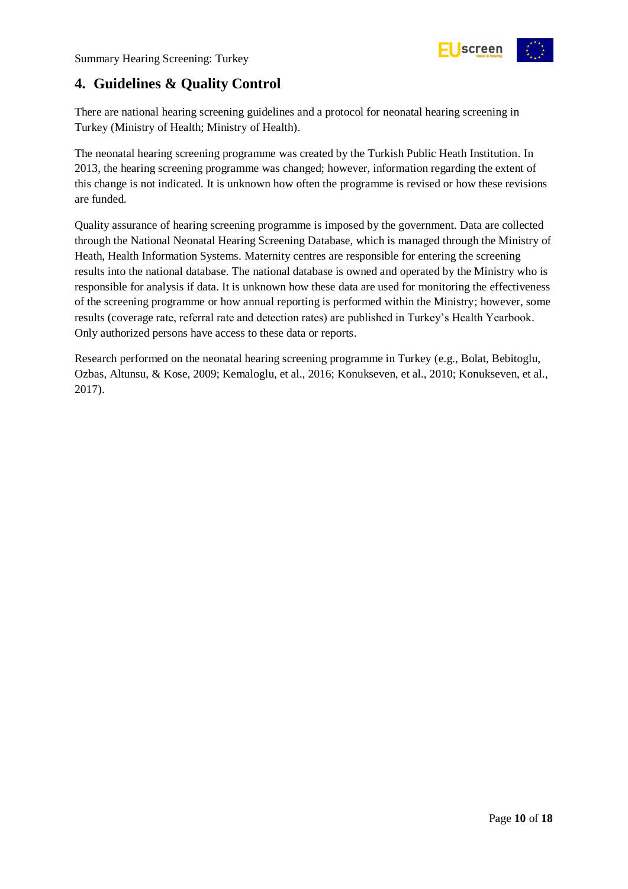## 4. Guidelines & Quality Control

There are national hearing screening guidelines and a protocol for neonatal hearing screening in Turkey (Ministry of Health; Ministry of Health).

The neonatal hearing screening programme was created by the Turkish Public Heath Institution. In 2013, the hearing screening programme was changed; however, information regarding the extent of this change is not indicated. It is unknown how often the programme is revised or how these revisions are funded.

Quality assurance of hearing screening programme is imposed by the government. Data are collected through the National Neonatal Hearing Screening Database, which is managed through the Ministry of Heath, Health Information Systems. Maternity centres are responsible for entering the screening results into the national database. The national database is owned and operated by the Ministry who is responsible for analysis if data. It is unknown how these data are used for monitoring the effectiveness of the screening programme or how annual reporting is performed within the Ministry; however, some results (coverage rate, referral rate and detection rates) are published in Turkey's Health Yearbook. Only authorized persons have access to these data or reports.

Research performed on the neonatal hearing screening programme in Turkey (e.g., Bolat, Bebitoglu, Ozbas, Altunsu, & Kose, 2009; Kemaloglu, et al., 2016; Konukseven, et al., 2010; Konukseven, et al., 2017).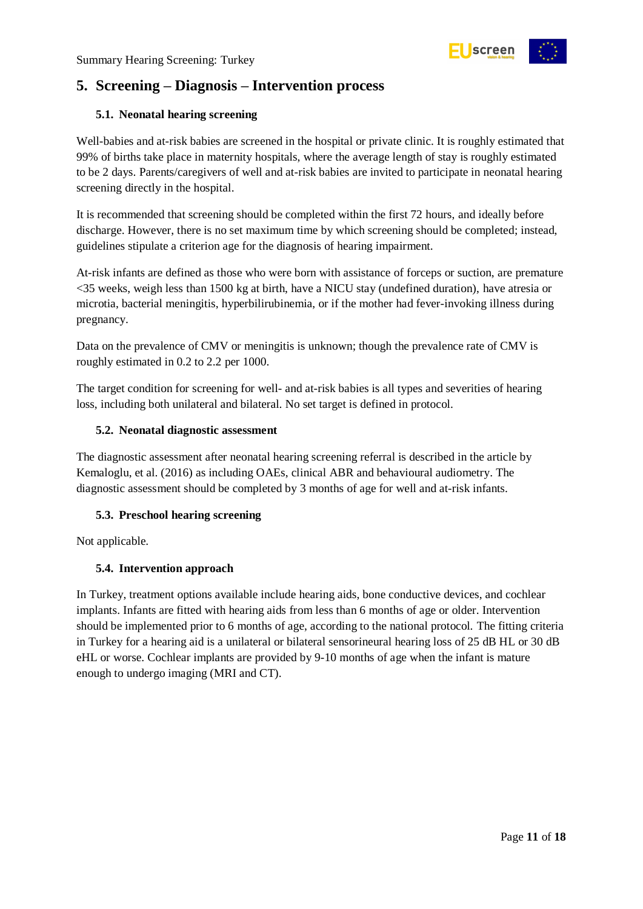## 5. Screening – Diagnosis – Intervention process

### 5.1. Neonatal hearing screening

Well-babies and at-risk babies are screened in the hospital or private clinic. It is roughly estimated that 99% of births take place in maternity hospitals, where the average length of stay is roughly estimated to be 2 days. Parents/caregivers of well and at-risk babies are invited to participate in neonatal hearing screening directly in the hospital.

It is recommended that screening should be completed within the first 72 hours, and ideally before discharge. However, there is no set maximum time by which screening should be completed; instead, guidelines stipulate a criterion age for the diagnosis of hearing impairment.

At-risk infants are defined as those who were born with assistance of forceps or suction, are premature <35 weeks, weigh less than 1500 kg at birth, have a NICU stay (undefined duration), have atresia or microtia, bacterial meningitis, hyperbilirubinemia, or if the mother had fever-invoking illness during pregnancy.

Data on the prevalence of CMV or meningitis is unknown; though the prevalence rate of CMV is roughly estimated in 0.2 to 2.2 per 1000.

The target condition for screening for well- and at-risk babies is all types and severities of hearing loss, including both unilateral and bilateral. No set target is defined in protocol.

### 5.2. Neonatal diagnostic assessment

The diagnostic assessment after neonatal hearing screening referral is described in the article by Kemaloglu, et al. (2016) as including OAEs, clinical ABR and behavioural audiometry. The diagnostic assessment should be completed by 3 months of age for well and at-risk infants.

### 5.3. Preschool hearing screening

Not applicable.

### 5.4. Intervention approach

In Turkey, treatment options available include hearing aids, bone conductive devices, and cochlear implants. Infants are fitted with hearing aids from less than 6 months of age or older. Intervention should be implemented prior to 6 months of age, according to the national protocol. The fitting criteria in Turkey for a hearing aid is a unilateral or bilateral sensorineural hearing loss of 25 dB HL or 30 dB eHL or worse. Cochlear implants are provided by 9-10 months of age when the infant is mature enough to undergo imaging (MRI and CT).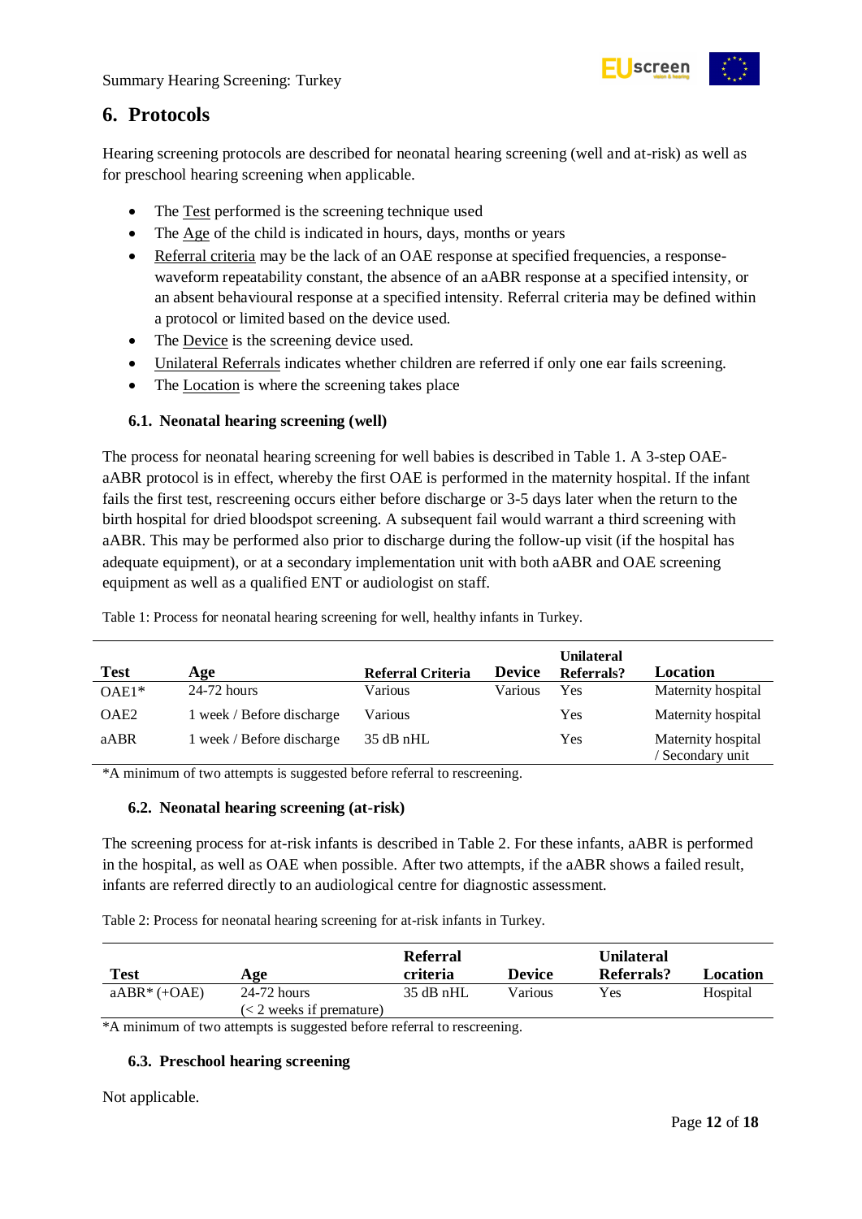## 6. Protocols

Hearing screening protocols are described for neonatal hearing screening (well and at-risk) as well as for preschool hearing screening when applicable.

- The Test performed is the screening technique used
- The Age of the child is indicated in hours, days, months or years
- Referral criteria may be the lack of an OAE response at specified frequencies, a response-waveform repeatability constant, the absence of an aABR response at a specified intensity, or an absent behavioural response at a specified intensity. Referral criteria may be defined within a protocol or limited based on the device used.
- The Device is the screening device used.
- Unilateral Referrals indicates whether children are referred if only one ear fails screening.
- The Location is where the screening takes place

### 6.1. Neonatal hearing screening (well)

The process for neonatal hearing screening for well babies is described in Table 1. A 3-step OAE-aABR protocol is in effect, whereby the first OAE is performed in the maternity hospital. If the infant fails the first test, rescreening occurs either before discharge or 3-5 days later when the return to the birth hospital for dried bloodspot screening. A subsequent fail would warrant a third screening with aABR. This may be performed also prior to discharge during the follow-up visit (if the hospital has adequate equipment), or at a secondary implementation unit with both aABR and OAE screening equipment as well as a qualified ENT or audiologist on staff.

Table 1: Process for neonatal hearing screening for well, healthy infants in Turkey.

| Test | Age | Referral Criteria | Device | Unilateral Referrals? | Location |
|---|---|---|---|---|---|
| OAE1* | 24-72 hours | Various | Various | Yes | Maternity hospital |
| OAE2 | 1 week / Before discharge | Various | | Yes | Maternity hospital |
| aABR | 1 week / Before discharge | 35 dB nHL | | Yes | Maternity hospital / Secondary unit |

*A minimum of two attempts is suggested before referral to rescreening.

### 6.2. Neonatal hearing screening (at-risk)

The screening process for at-risk infants is described in Table 2. For these infants, aABR is performed in the hospital, as well as OAE when possible. After two attempts, if the aABR shows a failed result, infants are referred directly to an audiological centre for diagnostic assessment.

Table 2: Process for neonatal hearing screening for at-risk infants in Turkey.

| Test | Age | Referral criteria | Device | Unilateral Referrals? | Location |
|---|---|---|---|---|---|
| aABR* (+OAE) | 24-72 hours (< 2 weeks if premature) | 35 dB nHL | Various | Yes | Hospital |

*A minimum of two attempts is suggested before referral to rescreening.

### 6.3. Preschool hearing screening

Not applicable.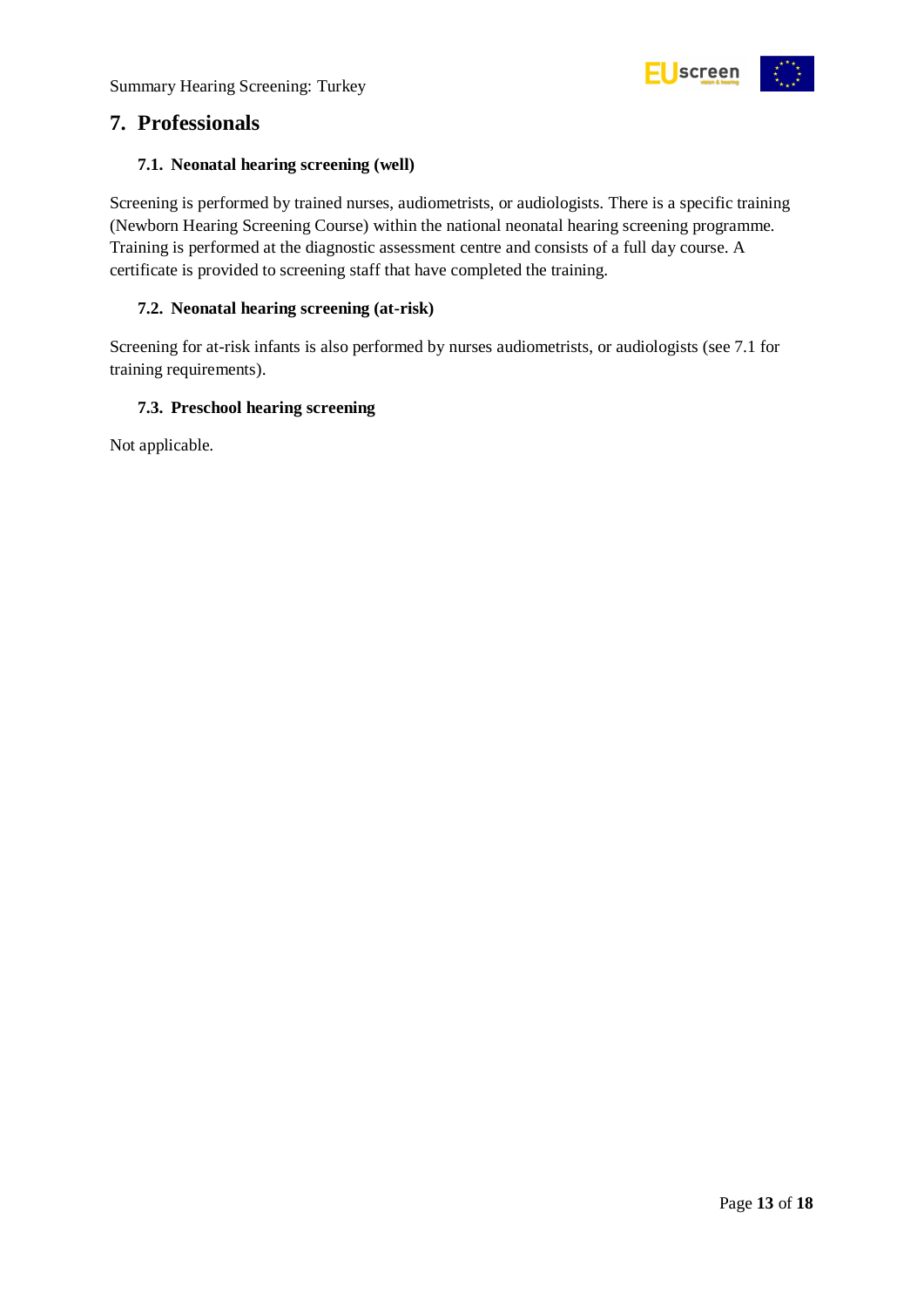## 7. Professionals

### 7.1. Neonatal hearing screening (well)

Screening is performed by trained nurses, audiometrists, or audiologists. There is a specific training (Newborn Hearing Screening Course) within the national neonatal hearing screening programme. Training is performed at the diagnostic assessment centre and consists of a full day course. A certificate is provided to screening staff that have completed the training.

### 7.2. Neonatal hearing screening (at-risk)

Screening for at-risk infants is also performed by nurses audiometrists, or audiologists (see 7.1 for training requirements).

### 7.3. Preschool hearing screening

Not applicable.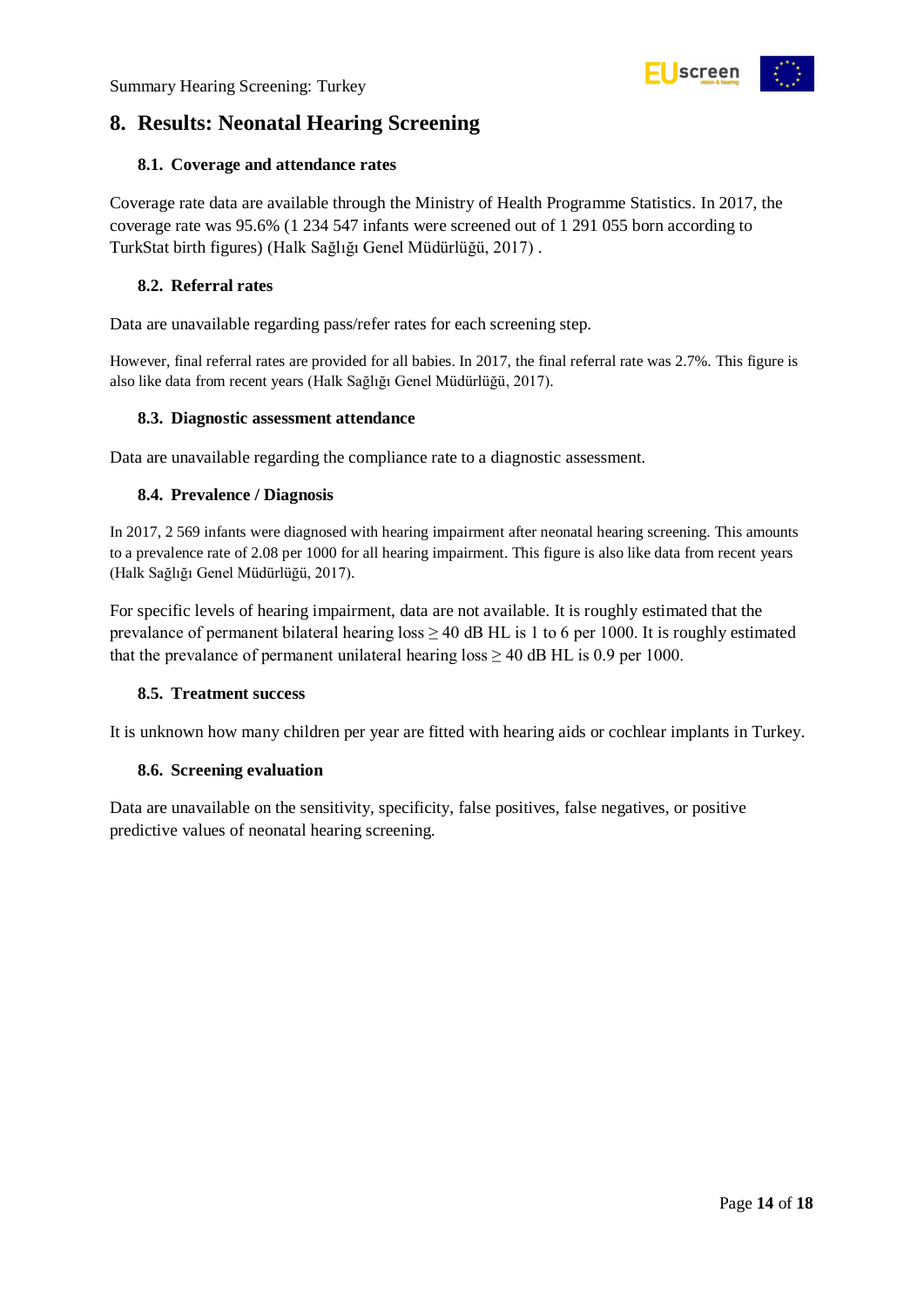## 8. Results: Neonatal Hearing Screening

### 8.1. Coverage and attendance rates

Coverage rate data are available through the Ministry of Health Programme Statistics. In 2017, the coverage rate was 95.6% (1 234 547 infants were screened out of 1 291 055 born according to TurkStat birth figures) (Halk Sağlığı Genel Müdürlüğü, 2017) .

### 8.2. Referral rates

Data are unavailable regarding pass/refer rates for each screening step.

However, final referral rates are provided for all babies. In 2017, the final referral rate was 2.7%. This figure is also like data from recent years (Halk Sağlığı Genel Müdürlüğü, 2017).

### 8.3. Diagnostic assessment attendance

Data are unavailable regarding the compliance rate to a diagnostic assessment.

### 8.4. Prevalence / Diagnosis

In 2017, 2 569 infants were diagnosed with hearing impairment after neonatal hearing screening. This amounts to a prevalence rate of 2.08 per 1000 for all hearing impairment. This figure is also like data from recent years (Halk Sağlığı Genel Müdürlüğü, 2017).

For specific levels of hearing impairment, data are not available. It is roughly estimated that the prevalance of permanent bilateral hearing loss ≥ 40 dB HL is 1 to 6 per 1000. It is roughly estimated that the prevalance of permanent unilateral hearing loss ≥ 40 dB HL is 0.9 per 1000.

### 8.5. Treatment success

It is unknown how many children per year are fitted with hearing aids or cochlear implants in Turkey.

### 8.6. Screening evaluation

Data are unavailable on the sensitivity, specificity, false positives, false negatives, or positive predictive values of neonatal hearing screening.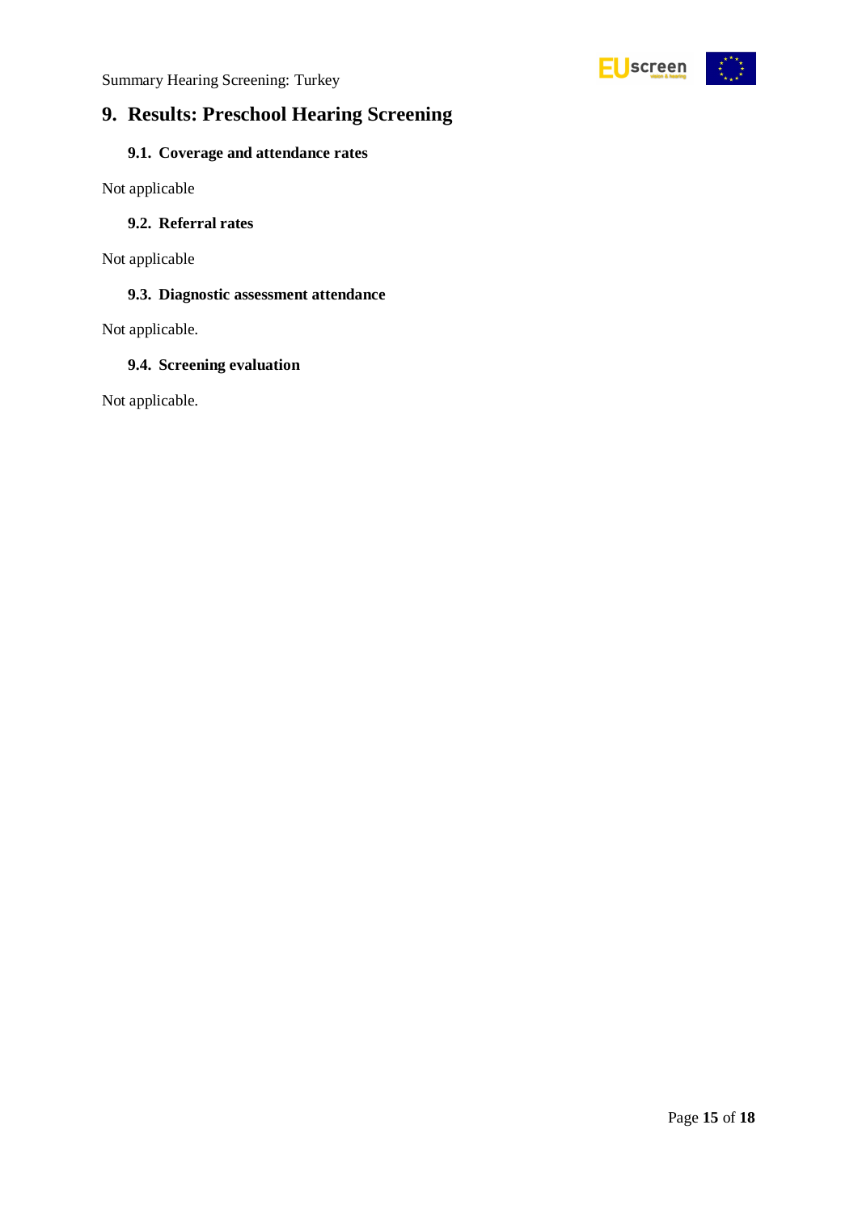# 9. Results: Preschool Hearing Screening

## 9.1. Coverage and attendance rates

Not applicable

## 9.2. Referral rates

Not applicable

## 9.3. Diagnostic assessment attendance

Not applicable.

## 9.4. Screening evaluation

Not applicable.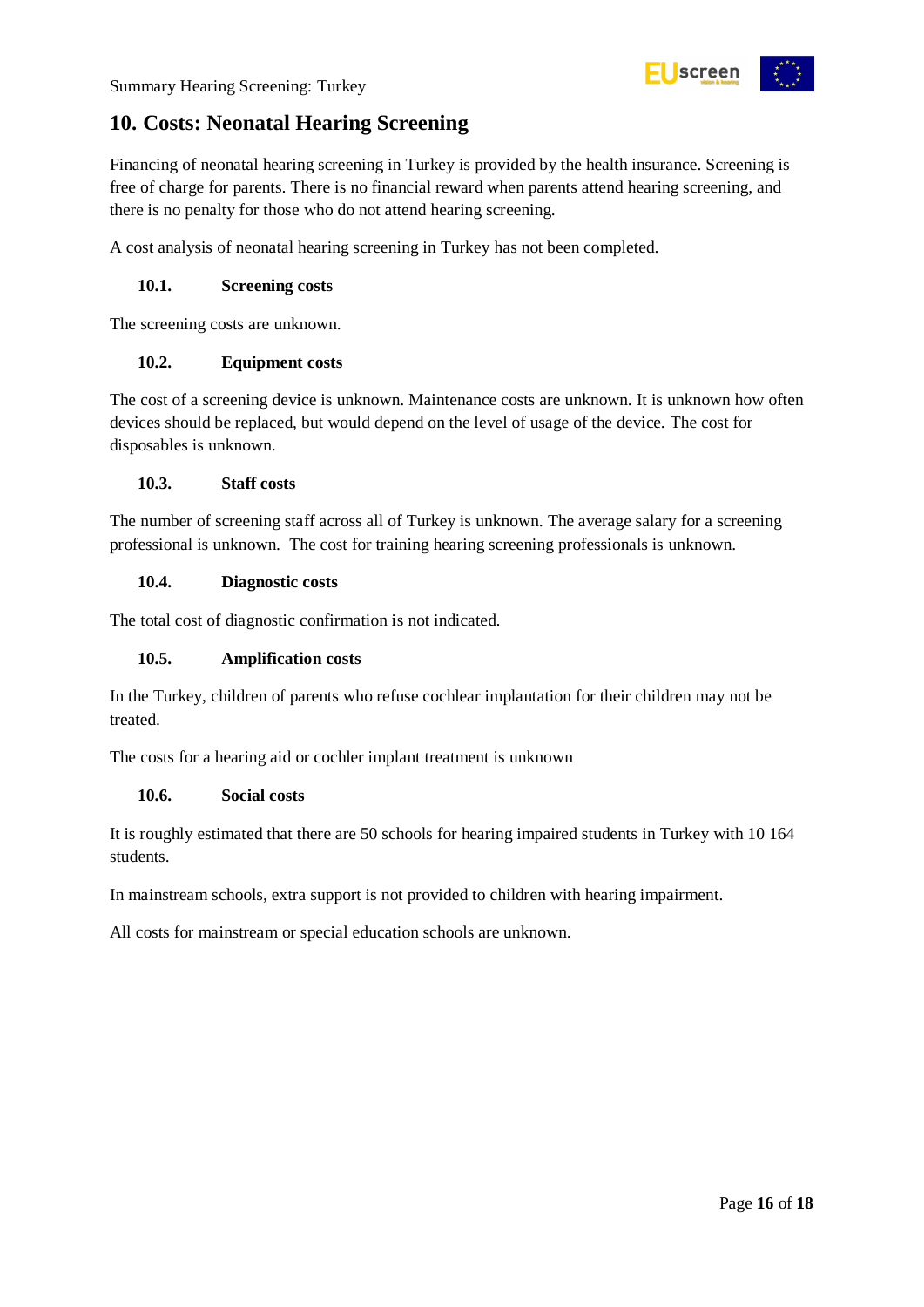# 10. Costs: Neonatal Hearing Screening

Financing of neonatal hearing screening in Turkey is provided by the health insurance. Screening is free of charge for parents. There is no financial reward when parents attend hearing screening, and there is no penalty for those who do not attend hearing screening.

A cost analysis of neonatal hearing screening in Turkey has not been completed.

## 10.1. Screening costs

The screening costs are unknown.

## 10.2. Equipment costs

The cost of a screening device is unknown. Maintenance costs are unknown. It is unknown how often devices should be replaced, but would depend on the level of usage of the device. The cost for disposables is unknown.

## 10.3. Staff costs

The number of screening staff across all of Turkey is unknown. The average salary for a screening professional is unknown. The cost for training hearing screening professionals is unknown.

## 10.4. Diagnostic costs

The total cost of diagnostic confirmation is not indicated.

## 10.5. Amplification costs

In the Turkey, children of parents who refuse cochlear implantation for their children may not be treated.

The costs for a hearing aid or cochler implant treatment is unknown

## 10.6. Social costs

It is roughly estimated that there are 50 schools for hearing impaired students in Turkey with 10 164 students.

In mainstream schools, extra support is not provided to children with hearing impairment.

All costs for mainstream or special education schools are unknown.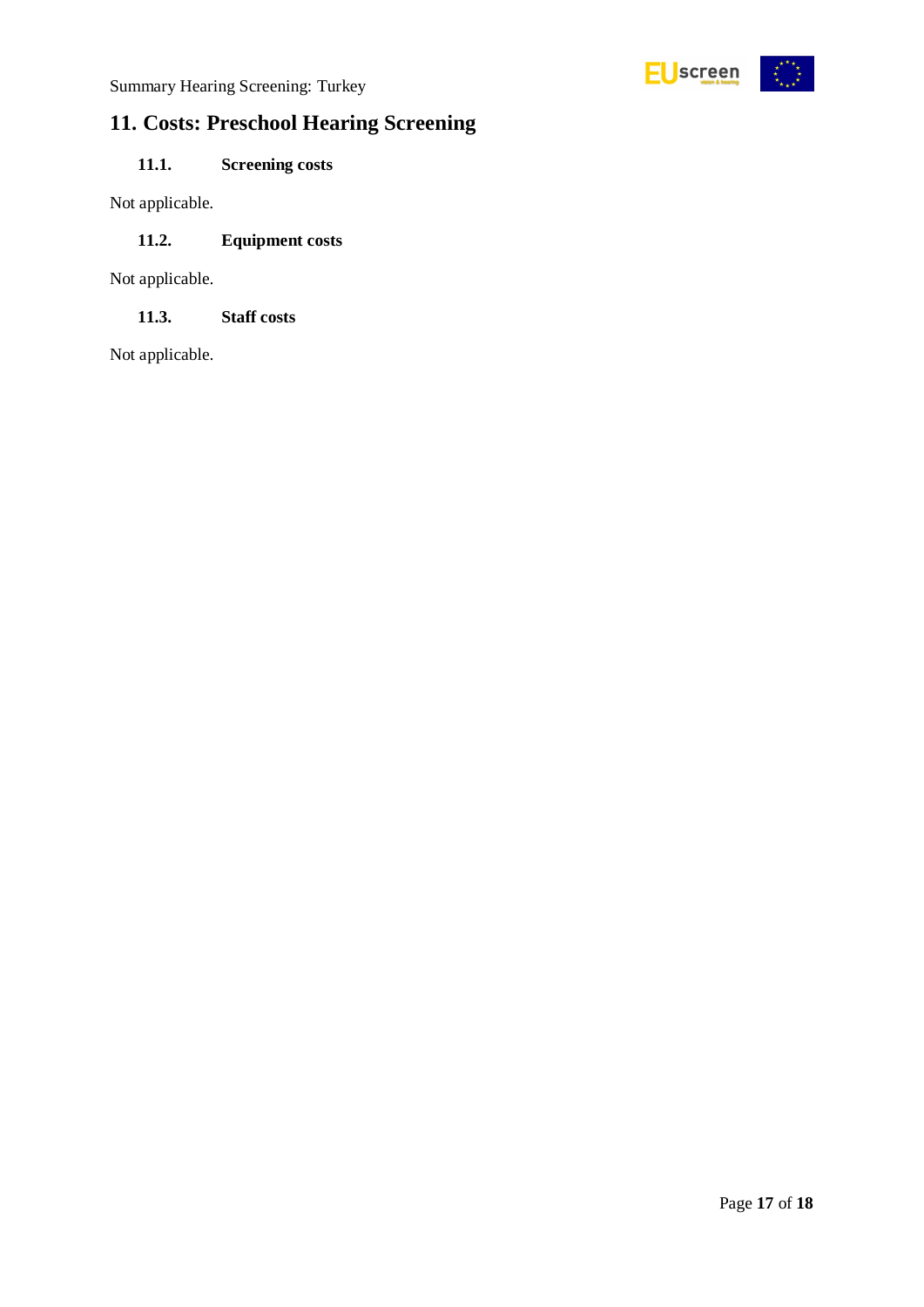## 11. Costs: Preschool Hearing Screening

### 11.1. Screening costs

Not applicable.

### 11.2. Equipment costs

Not applicable.

### 11.3. Staff costs

Not applicable.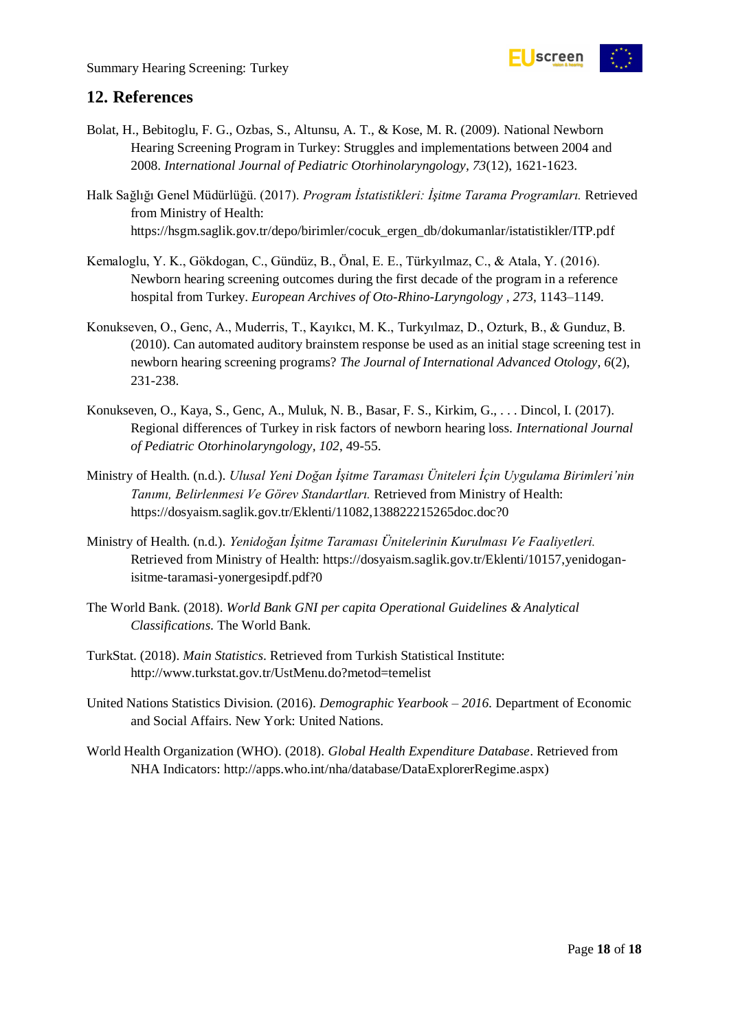## 12. References

Bolat, H., Bebitoglu, F. G., Ozbas, S., Altunsu, A. T., & Kose, M. R. (2009). National Newborn Hearing Screening Program in Turkey: Struggles and implementations between 2004 and 2008. *International Journal of Pediatric Otorhinolaryngology*, *73*(12), 1621-1623.

Halk Sağlığı Genel Müdürlüğü. (2017). *Program İstatistikleri: İşitme Tarama Programları.* Retrieved from Ministry of Health: https://hsgm.saglik.gov.tr/depo/birimler/cocuk_ergen_db/dokumanlar/istatistikler/ITP.pdf

Kemaloglu, Y. K., Gökdogan, C., Gündüz, B., Önal, E. E., Türkyılmaz, C., & Atala, Y. (2016). Newborn hearing screening outcomes during the first decade of the program in a reference hospital from Turkey. *European Archives of Oto-Rhino-Laryngology* , *273*, 1143–1149.

Konukseven, O., Genc, A., Muderris, T., Kayıkcı, M. K., Turkyılmaz, D., Ozturk, B., & Gunduz, B. (2010). Can automated auditory brainstem response be used as an initial stage screening test in newborn hearing screening programs? *The Journal of International Advanced Otology*, *6*(2), 231-238.

Konukseven, O., Kaya, S., Genc, A., Muluk, N. B., Basar, F. S., Kirkim, G., . . . Dincol, I. (2017). Regional differences of Turkey in risk factors of newborn hearing loss. *International Journal of Pediatric Otorhinolaryngology*, *102*, 49-55.

Ministry of Health. (n.d.). *Ulusal Yeni Doğan İşitme Taraması Üniteleri İçin Uygulama Birimleri'nin Tanımı, Belirlenmesi Ve Görev Standartları.* Retrieved from Ministry of Health: https://dosyaism.saglik.gov.tr/Eklenti/11082,138822215265doc.doc?0

Ministry of Health. (n.d.). *Yenidoğan İşitme Taraması Ünitelerinin Kurulması Ve Faaliyetleri.* Retrieved from Ministry of Health: https://dosyaism.saglik.gov.tr/Eklenti/10157,yenidogan-isitme-taramasi-yonergesipdf.pdf?0

The World Bank. (2018). *World Bank GNI per capita Operational Guidelines & Analytical Classifications.* The World Bank.

TurkStat. (2018). *Main Statistics*. Retrieved from Turkish Statistical Institute: http://www.turkstat.gov.tr/UstMenu.do?metod=temelist

United Nations Statistics Division. (2016). *Demographic Yearbook – 2016.* Department of Economic and Social Affairs. New York: United Nations.

World Health Organization (WHO). (2018). *Global Health Expenditure Database*. Retrieved from NHA Indicators: http://apps.who.int/nha/database/DataExplorerRegime.aspx)